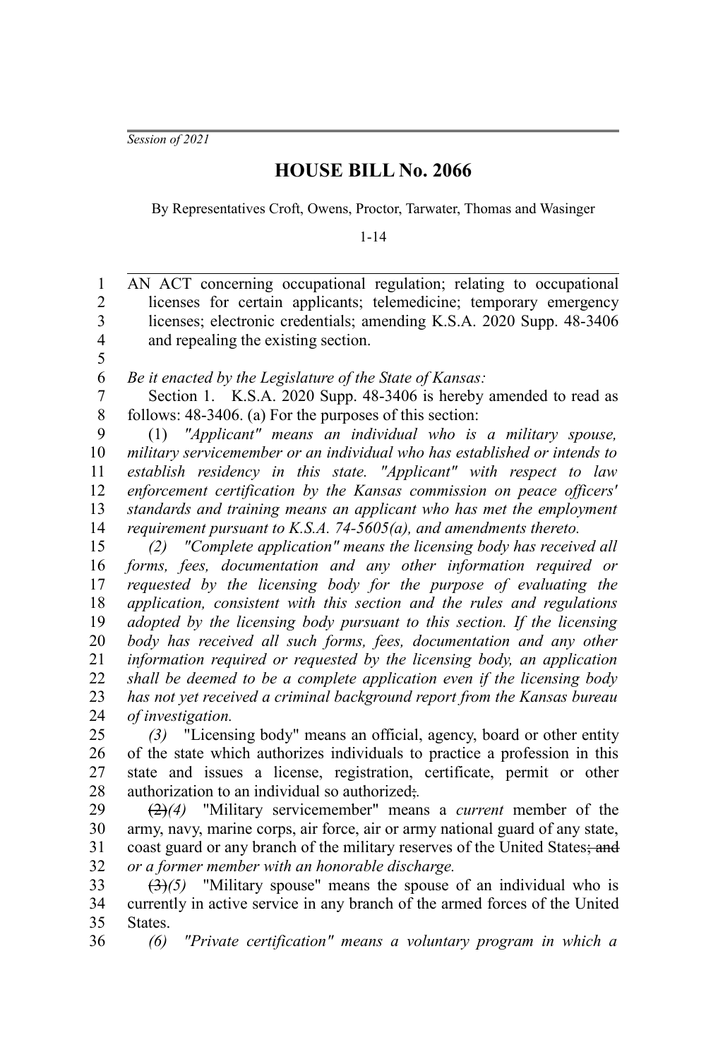*Session of 2021*

# HOUSE BILL No. 2066

By Representatives Croft, Owens, Proctor, Tarwater, Thomas and Wasinger

1-14

AN ACT concerning occupational regulation; relating to occupational licenses for certain applicants; telemedicine; temporary emergency licenses; electronic credentials; amending K.S.A. 2020 Supp. 48-3406 and repealing the existing section.

*Be it enacted by the Legislature of the State of Kansas:*

Section 1. K.S.A. 2020 Supp. 48-3406 is hereby amended to read as follows: 48-3406. (a) For the purposes of this section:

(1) *"Applicant" means an individual who is a military spouse, military servicemember or an individual who has established or intends to establish residency in this state. "Applicant" with respect to law enforcement certification by the Kansas commission on peace officers' standards and training means an applicant who has met the employment requirement pursuant to K.S.A. 74-5605(a), and amendments thereto.*

*(2) "Complete application" means the licensing body has received all forms, fees, documentation and any other information required or requested by the licensing body for the purpose of evaluating the application, consistent with this section and the rules and regulations adopted by the licensing body pursuant to this section. If the licensing body has received all such forms, fees, documentation and any other information required or requested by the licensing body, an application shall be deemed to be a complete application even if the licensing body has not yet received a criminal background report from the Kansas bureau of investigation.*

*(3)* "Licensing body" means an official, agency, board or other entity of the state which authorizes individuals to practice a profession in this state and issues a license, registration, certificate, permit or other authorization to an individual so authorized~~;~~*.*

~~(2)~~*(4)* "Military servicemember" means a *current* member of the army, navy, marine corps, air force, air or army national guard of any state, coast guard or any branch of the military reserves of the United States~~; and~~ *or a former member with an honorable discharge.*

~~(3)~~*(5)* "Military spouse" means the spouse of an individual who is currently in active service in any branch of the armed forces of the United States.

*(6) "Private certification" means a voluntary program in which a*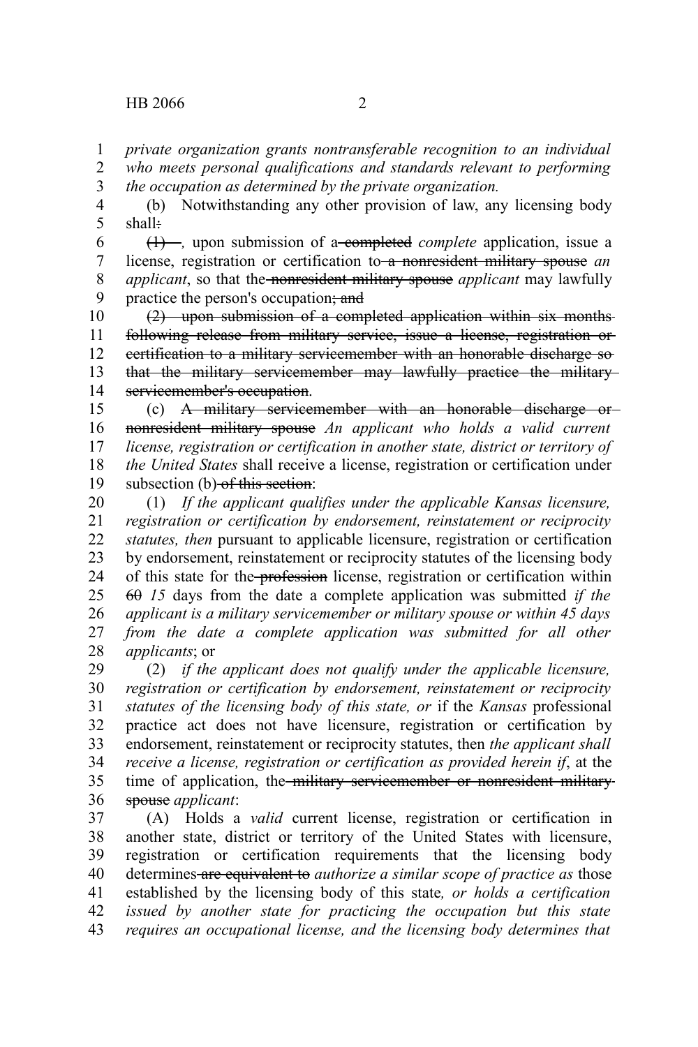*private organization grants nontransferable recognition to an individual who meets personal qualifications and standards relevant to performing the occupation as determined by the private organization.*

(b) Notwithstanding any other provision of law, any licensing body shall~~:~~

~~(1)~~ *,* upon submission of a ~~completed~~ *complete* application, issue a license, registration or certification to ~~a nonresident military spouse~~ *an applicant*, so that the ~~nonresident military spouse~~ *applicant* may lawfully practice the person's occupation~~; and~~

~~(2) upon submission of a completed application within six months following release from military service, issue a license, registration or certification to a military servicemember with an honorable discharge so that the military servicemember may lawfully practice the military servicemember's occupation~~.

(c) ~~A military servicemember with an honorable discharge or nonresident military spouse~~ *An applicant who holds a valid current license, registration or certification in another state, district or territory of the United States* shall receive a license, registration or certification under subsection (b) ~~of this section~~:

(1) *If the applicant qualifies under the applicable Kansas licensure, registration or certification by endorsement, reinstatement or reciprocity statutes, then* pursuant to applicable licensure, registration or certification by endorsement, reinstatement or reciprocity statutes of the licensing body of this state for the ~~profession~~ license, registration or certification within ~~60~~ *15* days from the date a complete application was submitted *if the applicant is a military servicemember or military spouse or within 45 days from the date a complete application was submitted for all other applicants*; or

(2) *if the applicant does not qualify under the applicable licensure, registration or certification by endorsement, reinstatement or reciprocity statutes of the licensing body of this state, or* if the *Kansas* professional practice act does not have licensure, registration or certification by endorsement, reinstatement or reciprocity statutes, then *the applicant shall receive a license, registration or certification as provided herein if*, at the time of application, the ~~military servicemember or nonresident military spouse~~ *applicant*:

(A) Holds a *valid* current license, registration or certification in another state, district or territory of the United States with licensure, registration or certification requirements that the licensing body determines ~~are equivalent to~~ *authorize a similar scope of practice as* those established by the licensing body of this state*, or holds a certification issued by another state for practicing the occupation but this state requires an occupational license, and the licensing body determines that*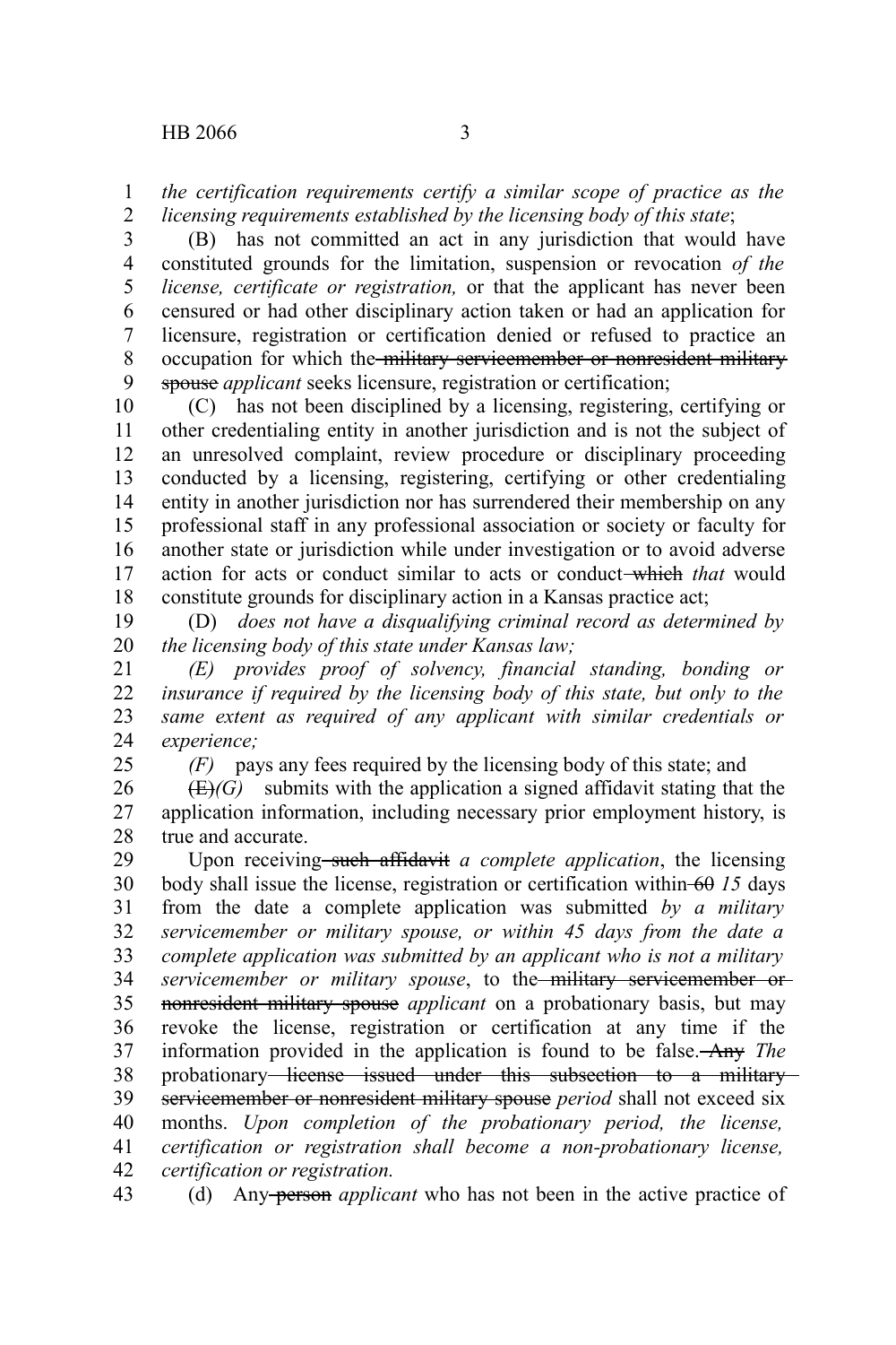*the certification requirements certify a similar scope of practice as the licensing requirements established by the licensing body of this state*;

(B) has not committed an act in any jurisdiction that would have constituted grounds for the limitation, suspension or revocation *of the license, certificate or registration,* or that the applicant has never been censured or had other disciplinary action taken or had an application for licensure, registration or certification denied or refused to practice an occupation for which the ~~military servicemember or nonresident military spouse~~ *applicant* seeks licensure, registration or certification;

(C) has not been disciplined by a licensing, registering, certifying or other credentialing entity in another jurisdiction and is not the subject of an unresolved complaint, review procedure or disciplinary proceeding conducted by a licensing, registering, certifying or other credentialing entity in another jurisdiction nor has surrendered their membership on any professional staff in any professional association or society or faculty for another state or jurisdiction while under investigation or to avoid adverse action for acts or conduct similar to acts or conduct ~~which~~ *that* would constitute grounds for disciplinary action in a Kansas practice act;

(D) *does not have a disqualifying criminal record as determined by the licensing body of this state under Kansas law;*

*(E) provides proof of solvency, financial standing, bonding or insurance if required by the licensing body of this state, but only to the same extent as required of any applicant with similar credentials or experience;*

*(F)* pays any fees required by the licensing body of this state; and

~~(E)~~*(G)* submits with the application a signed affidavit stating that the application information, including necessary prior employment history, is true and accurate.

Upon receiving ~~such affidavit~~ *a complete application*, the licensing body shall issue the license, registration or certification within ~~60~~ *15* days from the date a complete application was submitted *by a military servicemember or military spouse, or within 45 days from the date a complete application was submitted by an applicant who is not a military servicemember or military spouse*, to the ~~military servicemember or nonresident military spouse~~ *applicant* on a probationary basis, but may revoke the license, registration or certification at any time if the information provided in the application is found to be false. ~~Any~~ *The* probationary ~~license issued under this subsection to a military servicemember or nonresident military spouse~~ *period* shall not exceed six months. *Upon completion of the probationary period, the license, certification or registration shall become a non-probationary license, certification or registration.*

(d) Any ~~person~~ *applicant* who has not been in the active practice of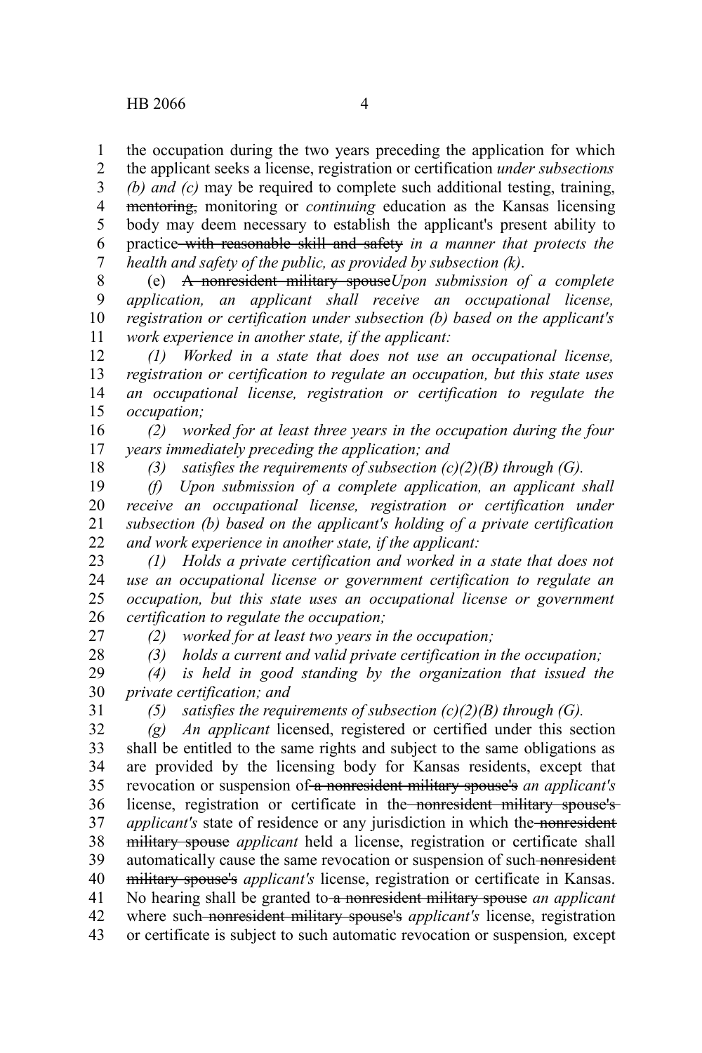the occupation during the two years preceding the application for which the applicant seeks a license, registration or certification *under subsections (b) and (c)* may be required to complete such additional testing, training, ~~mentoring,~~ monitoring or *continuing* education as the Kansas licensing body may deem necessary to establish the applicant's present ability to practice ~~with reasonable skill and safety~~ *in a manner that protects the health and safety of the public, as provided by subsection (k)*.

(e) ~~A nonresident military spouse~~*Upon submission of a complete application, an applicant shall receive an occupational license, registration or certification under subsection (b) based on the applicant's work experience in another state, if the applicant:*

*(1) Worked in a state that does not use an occupational license, registration or certification to regulate an occupation, but this state uses an occupational license, registration or certification to regulate the occupation;*

*(2) worked for at least three years in the occupation during the four years immediately preceding the application; and*

*(3) satisfies the requirements of subsection (c)(2)(B) through (G).*

*(f) Upon submission of a complete application, an applicant shall receive an occupational license, registration or certification under subsection (b) based on the applicant's holding of a private certification and work experience in another state, if the applicant:*

*(1) Holds a private certification and worked in a state that does not use an occupational license or government certification to regulate an occupation, but this state uses an occupational license or government certification to regulate the occupation;*

*(2) worked for at least two years in the occupation;*

*(3) holds a current and valid private certification in the occupation;*

*(4) is held in good standing by the organization that issued the private certification; and*

*(5) satisfies the requirements of subsection (c)(2)(B) through (G).*

*(g) An applicant* licensed, registered or certified under this section shall be entitled to the same rights and subject to the same obligations as are provided by the licensing body for Kansas residents, except that revocation or suspension of ~~a nonresident military spouse's~~ *an applicant's* license, registration or certificate in the ~~nonresident military spouse's~~ *applicant's* state of residence or any jurisdiction in which the ~~nonresident military spouse~~ *applicant* held a license, registration or certificate shall automatically cause the same revocation or suspension of such ~~nonresident military spouse's~~ *applicant's* license, registration or certificate in Kansas. No hearing shall be granted to ~~a nonresident military spouse~~ *an applicant* where such ~~nonresident military spouse's~~ *applicant's* license, registration or certificate is subject to such automatic revocation or suspension*,* except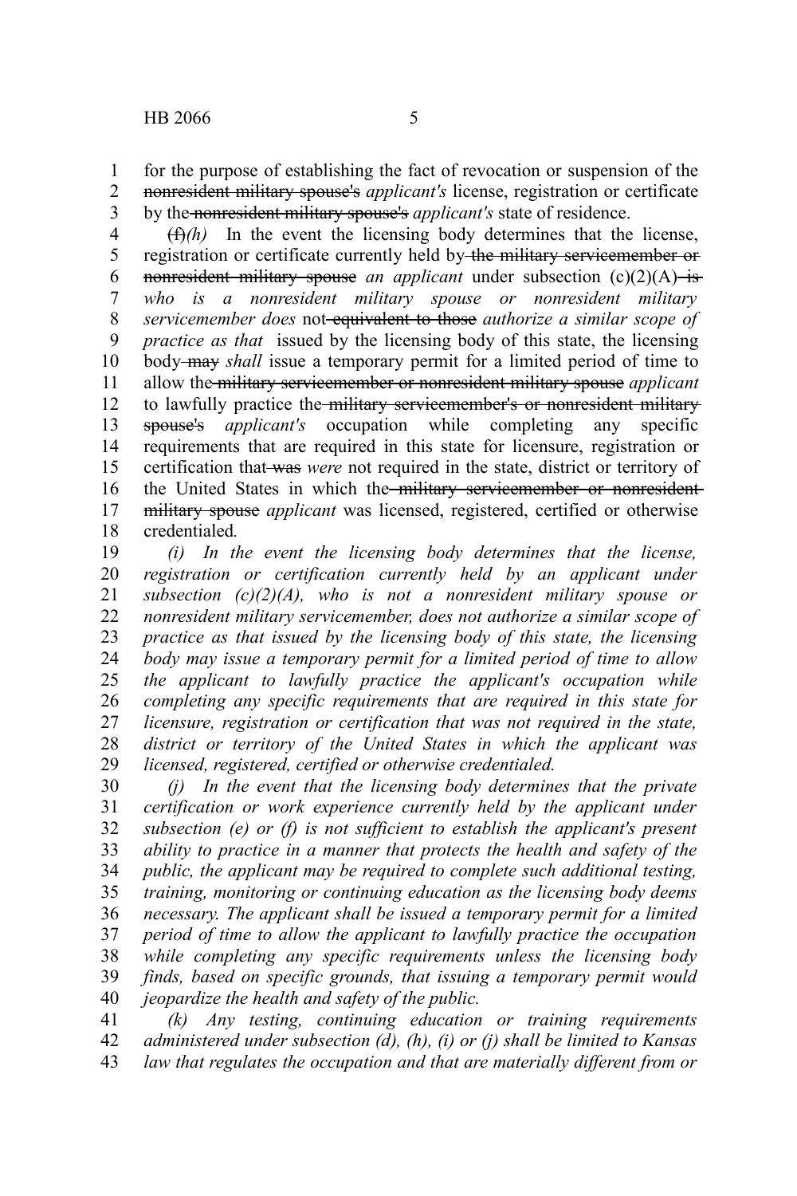for the purpose of establishing the fact of revocation or suspension of the ~~nonresident military spouse's~~ *applicant's* license, registration or certificate by the ~~nonresident military spouse's~~ *applicant's* state of residence.

~~(f)~~*(h)* In the event the licensing body determines that the license, registration or certificate currently held by ~~the military servicemember or nonresident military spouse~~ *an applicant* under subsection (c)(2)(A) ~~is~~ *who is a nonresident military spouse or nonresident military servicemember does* not ~~equivalent to those~~ *authorize a similar scope of practice as that* issued by the licensing body of this state, the licensing body ~~may~~ *shall* issue a temporary permit for a limited period of time to allow the ~~military servicemember or nonresident military spouse~~ *applicant* to lawfully practice the ~~military servicemember's or nonresident military spouse's~~ *applicant's* occupation while completing any specific requirements that are required in this state for licensure, registration or certification that ~~was~~ *were* not required in the state, district or territory of the United States in which the ~~military servicemember or nonresident military spouse~~ *applicant* was licensed, registered, certified or otherwise credentialed.

*(i) In the event the licensing body determines that the license, registration or certification currently held by an applicant under subsection (c)(2)(A), who is not a nonresident military spouse or nonresident military servicemember, does not authorize a similar scope of practice as that issued by the licensing body of this state, the licensing body may issue a temporary permit for a limited period of time to allow the applicant to lawfully practice the applicant's occupation while completing any specific requirements that are required in this state for licensure, registration or certification that was not required in the state, district or territory of the United States in which the applicant was licensed, registered, certified or otherwise credentialed.*

*(j) In the event that the licensing body determines that the private certification or work experience currently held by the applicant under subsection (e) or (f) is not sufficient to establish the applicant's present ability to practice in a manner that protects the health and safety of the public, the applicant may be required to complete such additional testing, training, monitoring or continuing education as the licensing body deems necessary. The applicant shall be issued a temporary permit for a limited period of time to allow the applicant to lawfully practice the occupation while completing any specific requirements unless the licensing body finds, based on specific grounds, that issuing a temporary permit would jeopardize the health and safety of the public.*

*(k) Any testing, continuing education or training requirements administered under subsection (d), (h), (i) or (j) shall be limited to Kansas law that regulates the occupation and that are materially different from or*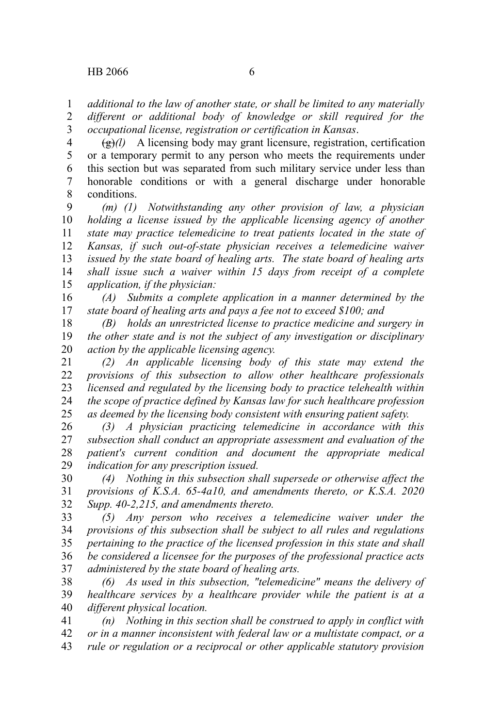*additional to the law of another state, or shall be limited to any materially different or additional body of knowledge or skill required for the occupational license, registration or certification in Kansas*.

~~(g)~~*(l)* A licensing body may grant licensure, registration, certification or a temporary permit to any person who meets the requirements under this section but was separated from such military service under less than honorable conditions or with a general discharge under honorable conditions.

*(m) (1) Notwithstanding any other provision of law, a physician holding a license issued by the applicable licensing agency of another state may practice telemedicine to treat patients located in the state of Kansas, if such out-of-state physician receives a telemedicine waiver issued by the state board of healing arts. The state board of healing arts shall issue such a waiver within 15 days from receipt of a complete application, if the physician:*

*(A) Submits a complete application in a manner determined by the state board of healing arts and pays a fee not to exceed $100; and*

*(B) holds an unrestricted license to practice medicine and surgery in the other state and is not the subject of any investigation or disciplinary action by the applicable licensing agency.*

*(2) An applicable licensing body of this state may extend the provisions of this subsection to allow other healthcare professionals licensed and regulated by the licensing body to practice telehealth within the scope of practice defined by Kansas law for such healthcare profession as deemed by the licensing body consistent with ensuring patient safety.*

*(3) A physician practicing telemedicine in accordance with this subsection shall conduct an appropriate assessment and evaluation of the patient's current condition and document the appropriate medical indication for any prescription issued.*

*(4) Nothing in this subsection shall supersede or otherwise affect the provisions of K.S.A. 65-4a10, and amendments thereto, or K.S.A. 2020 Supp. 40-2,215, and amendments thereto.*

*(5) Any person who receives a telemedicine waiver under the provisions of this subsection shall be subject to all rules and regulations pertaining to the practice of the licensed profession in this state and shall be considered a licensee for the purposes of the professional practice acts administered by the state board of healing arts.*

*(6) As used in this subsection, "telemedicine" means the delivery of healthcare services by a healthcare provider while the patient is at a different physical location.*

*(n) Nothing in this section shall be construed to apply in conflict with or in a manner inconsistent with federal law or a multistate compact, or a rule or regulation or a reciprocal or other applicable statutory provision*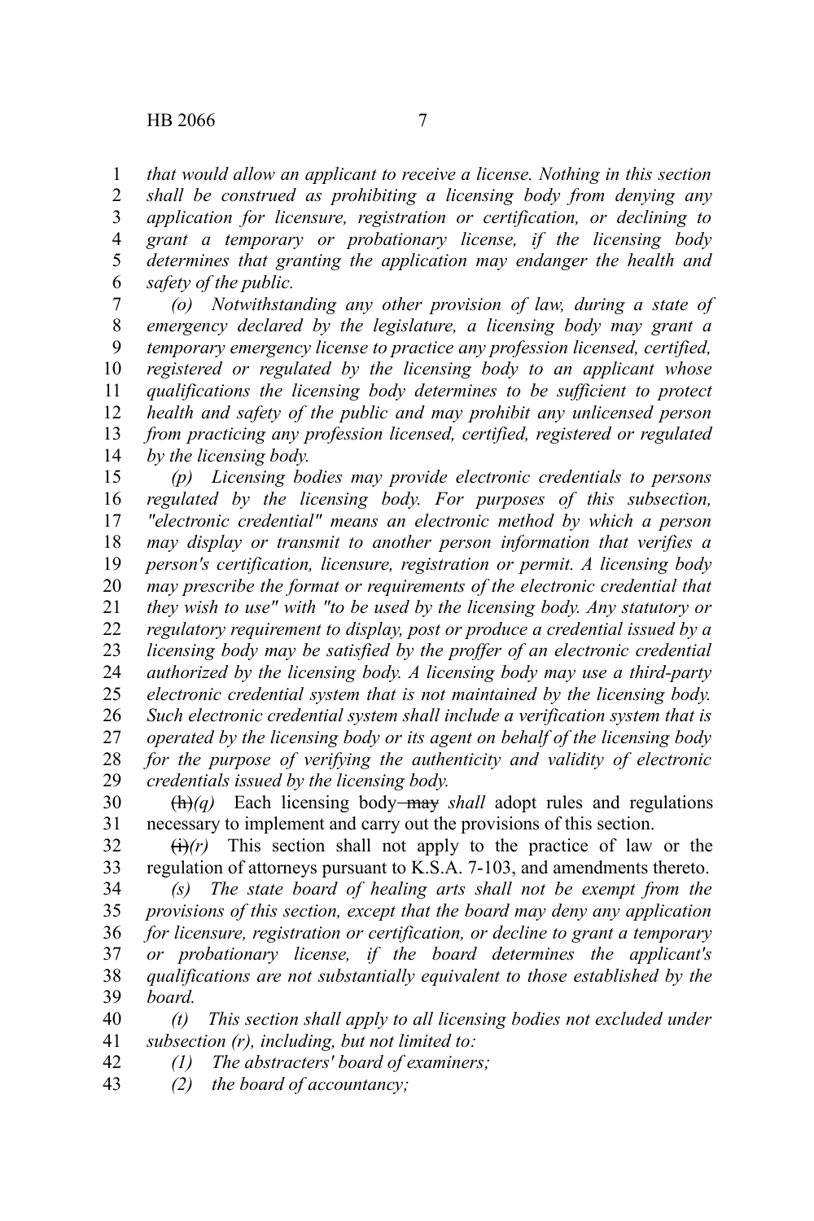*that would allow an applicant to receive a license. Nothing in this section shall be construed as prohibiting a licensing body from denying any application for licensure, registration or certification, or declining to grant a temporary or probationary license, if the licensing body determines that granting the application may endanger the health and safety of the public.*

*(o) Notwithstanding any other provision of law, during a state of emergency declared by the legislature, a licensing body may grant a temporary emergency license to practice any profession licensed, certified, registered or regulated by the licensing body to an applicant whose qualifications the licensing body determines to be sufficient to protect health and safety of the public and may prohibit any unlicensed person from practicing any profession licensed, certified, registered or regulated by the licensing body.*

*(p) Licensing bodies may provide electronic credentials to persons regulated by the licensing body. For purposes of this subsection, "electronic credential" means an electronic method by which a person may display or transmit to another person information that verifies a person's certification, licensure, registration or permit. A licensing body may prescribe the format or requirements of the electronic credential that they wish to use" with "to be used by the licensing body. Any statutory or regulatory requirement to display, post or produce a credential issued by a licensing body may be satisfied by the proffer of an electronic credential authorized by the licensing body. A licensing body may use a third-party electronic credential system that is not maintained by the licensing body. Such electronic credential system shall include a verification system that is operated by the licensing body or its agent on behalf of the licensing body for the purpose of verifying the authenticity and validity of electronic credentials issued by the licensing body.*

~~(h)~~*(q)* Each licensing body ~~may~~ *shall* adopt rules and regulations necessary to implement and carry out the provisions of this section.

~~(i)~~*(r)* This section shall not apply to the practice of law or the regulation of attorneys pursuant to K.S.A. 7-103, and amendments thereto.

*(s) The state board of healing arts shall not be exempt from the provisions of this section, except that the board may deny any application for licensure, registration or certification, or decline to grant a temporary or probationary license, if the board determines the applicant's qualifications are not substantially equivalent to those established by the board.*

*(t) This section shall apply to all licensing bodies not excluded under subsection (r), including, but not limited to:*

*(1) The abstracters' board of examiners;*

*(2) the board of accountancy;*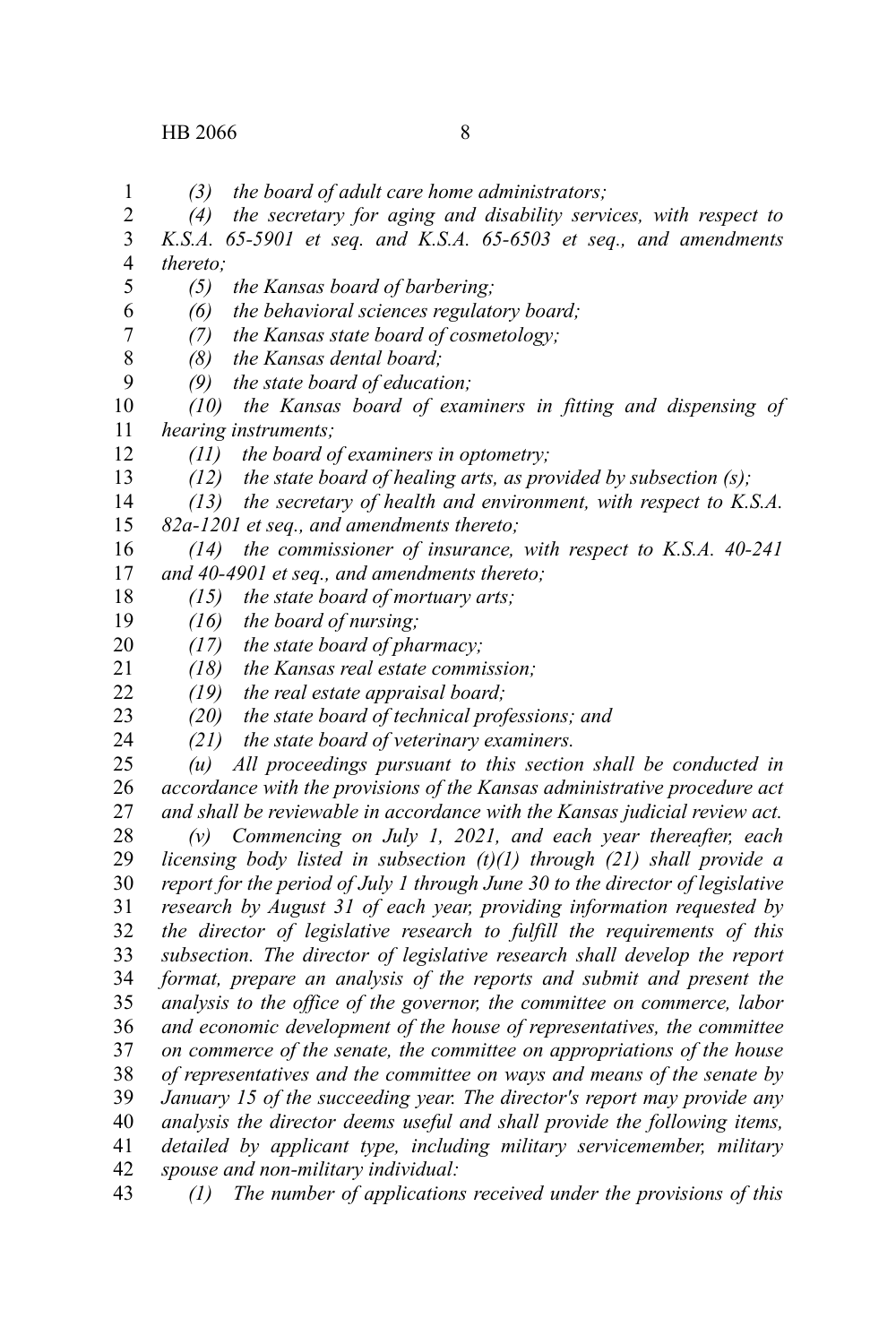*(3) the board of adult care home administrators;*

*(4) the secretary for aging and disability services, with respect to K.S.A. 65-5901 et seq. and K.S.A. 65-6503 et seq., and amendments thereto;*

*(5) the Kansas board of barbering;*

*(6) the behavioral sciences regulatory board;*

*(7) the Kansas state board of cosmetology;*

*(8) the Kansas dental board;*

*(9) the state board of education;*

*(10) the Kansas board of examiners in fitting and dispensing of hearing instruments;*

*(11) the board of examiners in optometry;*

*(12) the state board of healing arts, as provided by subsection (s);*

*(13) the secretary of health and environment, with respect to K.S.A. 82a-1201 et seq., and amendments thereto;*

*(14) the commissioner of insurance, with respect to K.S.A. 40-241 and 40-4901 et seq., and amendments thereto;*

*(15) the state board of mortuary arts;*

*(16) the board of nursing;*

*(17) the state board of pharmacy;*

*(18) the Kansas real estate commission;*

*(19) the real estate appraisal board;*

*(20) the state board of technical professions; and*

*(21) the state board of veterinary examiners.*

*(u) All proceedings pursuant to this section shall be conducted in accordance with the provisions of the Kansas administrative procedure act and shall be reviewable in accordance with the Kansas judicial review act.*

*(v) Commencing on July 1, 2021, and each year thereafter, each licensing body listed in subsection (t)(1) through (21) shall provide a report for the period of July 1 through June 30 to the director of legislative research by August 31 of each year, providing information requested by the director of legislative research to fulfill the requirements of this subsection. The director of legislative research shall develop the report format, prepare an analysis of the reports and submit and present the analysis to the office of the governor, the committee on commerce, labor and economic development of the house of representatives, the committee on commerce of the senate, the committee on appropriations of the house of representatives and the committee on ways and means of the senate by January 15 of the succeeding year. The director's report may provide any analysis the director deems useful and shall provide the following items, detailed by applicant type, including military servicemember, military spouse and non-military individual:*

*(1) The number of applications received under the provisions of this*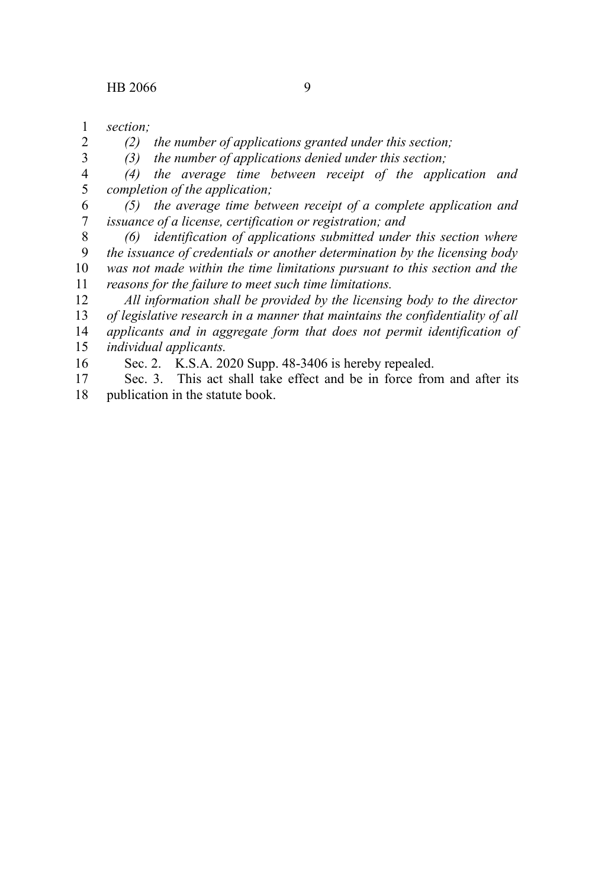*section;*

*(2) the number of applications granted under this section;*

*(3) the number of applications denied under this section;*

*(4) the average time between receipt of the application and completion of the application;*

*(5) the average time between receipt of a complete application and issuance of a license, certification or registration; and*

*(6) identification of applications submitted under this section where the issuance of credentials or another determination by the licensing body was not made within the time limitations pursuant to this section and the reasons for the failure to meet such time limitations.*

*All information shall be provided by the licensing body to the director of legislative research in a manner that maintains the confidentiality of all applicants and in aggregate form that does not permit identification of individual applicants.*

Sec. 2. K.S.A. 2020 Supp. 48-3406 is hereby repealed.

Sec. 3. This act shall take effect and be in force from and after its publication in the statute book.